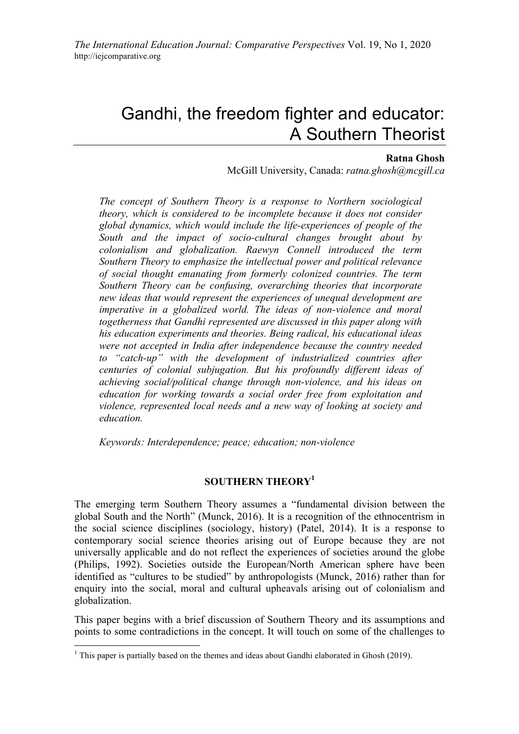# Gandhi, the freedom fighter and educator: A Southern Theorist

**Ratna Ghosh**
McGill University, Canada: *ratna.ghosh@mcgill.ca*

*The concept of Southern Theory is a response to Northern sociological theory, which is considered to be incomplete because it does not consider global dynamics, which would include the life-experiences of people of the South and the impact of socio-cultural changes brought about by colonialism and globalization. Raewyn Connell introduced the term Southern Theory to emphasize the intellectual power and political relevance of social thought emanating from formerly colonized countries. The term Southern Theory can be confusing, overarching theories that incorporate new ideas that would represent the experiences of unequal development are imperative in a globalized world. The ideas of non-violence and moral togetherness that Gandhi represented are discussed in this paper along with his education experiments and theories. Being radical, his educational ideas were not accepted in India after independence because the country needed to "catch-up" with the development of industrialized countries after centuries of colonial subjugation. But his profoundly different ideas of achieving social/political change through non-violence, and his ideas on education for working towards a social order free from exploitation and violence, represented local needs and a new way of looking at society and education.*

*Keywords: Interdependence; peace; education; non-violence*

## SOUTHERN THEORY[1]

The emerging term Southern Theory assumes a "fundamental division between the global South and the North" (Munck, 2016). It is a recognition of the ethnocentrism in the social science disciplines (sociology, history) (Patel, 2014). It is a response to contemporary social science theories arising out of Europe because they are not universally applicable and do not reflect the experiences of societies around the globe (Philips, 1992). Societies outside the European/North American sphere have been identified as "cultures to be studied" by anthropologists (Munck, 2016) rather than for enquiry into the social, moral and cultural upheavals arising out of colonialism and globalization.

This paper begins with a brief discussion of Southern Theory and its assumptions and points to some contradictions in the concept. It will touch on some of the challenges to

[1] This paper is partially based on the themes and ideas about Gandhi elaborated in Ghosh (2019).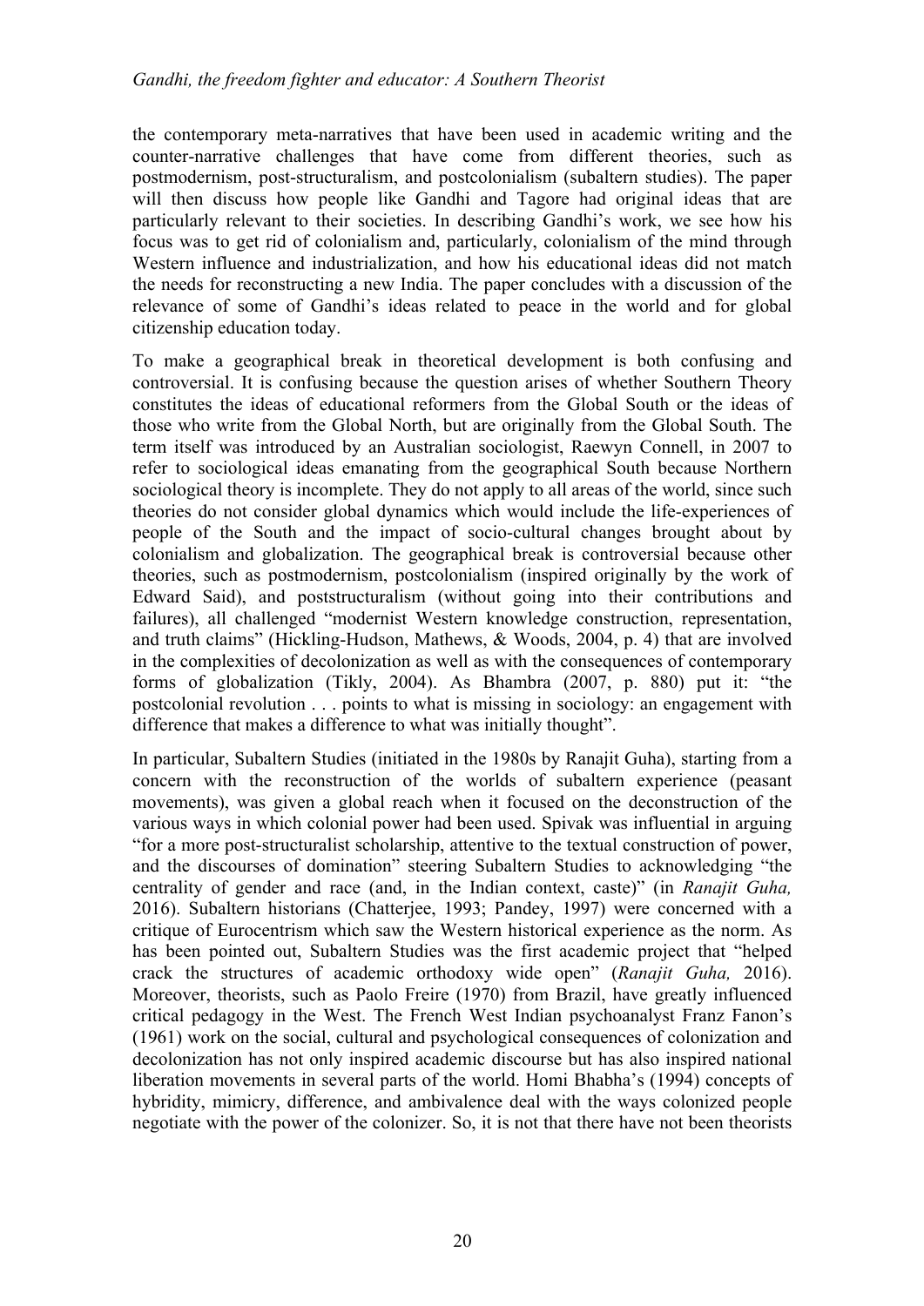the contemporary meta-narratives that have been used in academic writing and the counter-narrative challenges that have come from different theories, such as postmodernism, post-structuralism, and postcolonialism (subaltern studies). The paper will then discuss how people like Gandhi and Tagore had original ideas that are particularly relevant to their societies. In describing Gandhi's work, we see how his focus was to get rid of colonialism and, particularly, colonialism of the mind through Western influence and industrialization, and how his educational ideas did not match the needs for reconstructing a new India. The paper concludes with a discussion of the relevance of some of Gandhi's ideas related to peace in the world and for global citizenship education today.

To make a geographical break in theoretical development is both confusing and controversial. It is confusing because the question arises of whether Southern Theory constitutes the ideas of educational reformers from the Global South or the ideas of those who write from the Global North, but are originally from the Global South. The term itself was introduced by an Australian sociologist, Raewyn Connell, in 2007 to refer to sociological ideas emanating from the geographical South because Northern sociological theory is incomplete. They do not apply to all areas of the world, since such theories do not consider global dynamics which would include the life-experiences of people of the South and the impact of socio-cultural changes brought about by colonialism and globalization. The geographical break is controversial because other theories, such as postmodernism, postcolonialism (inspired originally by the work of Edward Said), and poststructuralism (without going into their contributions and failures), all challenged "modernist Western knowledge construction, representation, and truth claims" (Hickling-Hudson, Mathews, & Woods, 2004, p. 4) that are involved in the complexities of decolonization as well as with the consequences of contemporary forms of globalization (Tikly, 2004). As Bhambra (2007, p. 880) put it: "the postcolonial revolution . . . points to what is missing in sociology: an engagement with difference that makes a difference to what was initially thought".

In particular, Subaltern Studies (initiated in the 1980s by Ranajit Guha), starting from a concern with the reconstruction of the worlds of subaltern experience (peasant movements), was given a global reach when it focused on the deconstruction of the various ways in which colonial power had been used. Spivak was influential in arguing "for a more post-structuralist scholarship, attentive to the textual construction of power, and the discourses of domination" steering Subaltern Studies to acknowledging "the centrality of gender and race (and, in the Indian context, caste)" (in *Ranajit Guha,* 2016). Subaltern historians (Chatterjee, 1993; Pandey, 1997) were concerned with a critique of Eurocentrism which saw the Western historical experience as the norm. As has been pointed out, Subaltern Studies was the first academic project that "helped crack the structures of academic orthodoxy wide open" (*Ranajit Guha,* 2016). Moreover, theorists, such as Paolo Freire (1970) from Brazil, have greatly influenced critical pedagogy in the West. The French West Indian psychoanalyst Franz Fanon's (1961) work on the social, cultural and psychological consequences of colonization and decolonization has not only inspired academic discourse but has also inspired national liberation movements in several parts of the world. Homi Bhabha's (1994) concepts of hybridity, mimicry, difference, and ambivalence deal with the ways colonized people negotiate with the power of the colonizer. So, it is not that there have not been theorists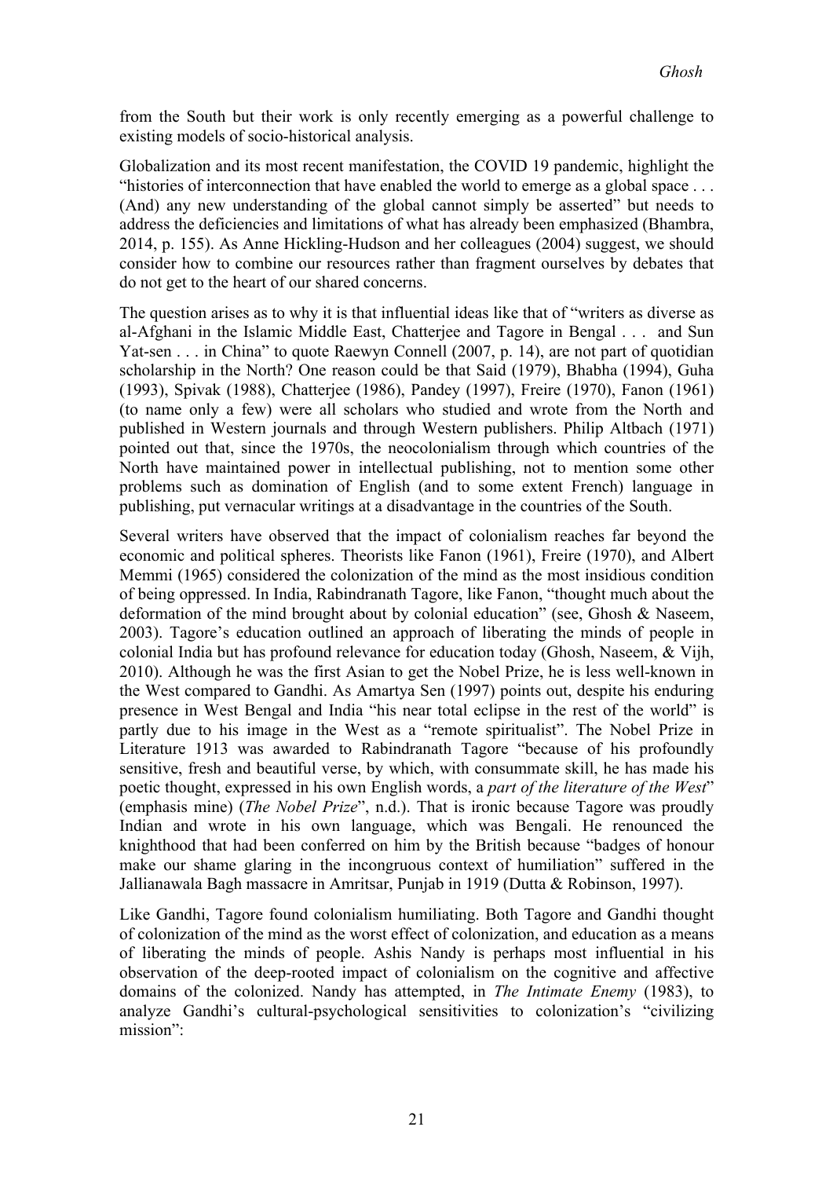from the South but their work is only recently emerging as a powerful challenge to existing models of socio-historical analysis.

Globalization and its most recent manifestation, the COVID 19 pandemic, highlight the "histories of interconnection that have enabled the world to emerge as a global space . . . (And) any new understanding of the global cannot simply be asserted" but needs to address the deficiencies and limitations of what has already been emphasized (Bhambra, 2014, p. 155). As Anne Hickling-Hudson and her colleagues (2004) suggest, we should consider how to combine our resources rather than fragment ourselves by debates that do not get to the heart of our shared concerns.

The question arises as to why it is that influential ideas like that of "writers as diverse as al-Afghani in the Islamic Middle East, Chatterjee and Tagore in Bengal . . . and Sun Yat-sen . . . in China" to quote Raewyn Connell (2007, p. 14), are not part of quotidian scholarship in the North? One reason could be that Said (1979), Bhabha (1994), Guha (1993), Spivak (1988), Chatterjee (1986), Pandey (1997), Freire (1970), Fanon (1961) (to name only a few) were all scholars who studied and wrote from the North and published in Western journals and through Western publishers. Philip Altbach (1971) pointed out that, since the 1970s, the neocolonialism through which countries of the North have maintained power in intellectual publishing, not to mention some other problems such as domination of English (and to some extent French) language in publishing, put vernacular writings at a disadvantage in the countries of the South.

Several writers have observed that the impact of colonialism reaches far beyond the economic and political spheres. Theorists like Fanon (1961), Freire (1970), and Albert Memmi (1965) considered the colonization of the mind as the most insidious condition of being oppressed. In India, Rabindranath Tagore, like Fanon, "thought much about the deformation of the mind brought about by colonial education" (see, Ghosh & Naseem, 2003). Tagore's education outlined an approach of liberating the minds of people in colonial India but has profound relevance for education today (Ghosh, Naseem, & Vijh, 2010). Although he was the first Asian to get the Nobel Prize, he is less well-known in the West compared to Gandhi. As Amartya Sen (1997) points out, despite his enduring presence in West Bengal and India "his near total eclipse in the rest of the world" is partly due to his image in the West as a "remote spiritualist". The Nobel Prize in Literature 1913 was awarded to Rabindranath Tagore "because of his profoundly sensitive, fresh and beautiful verse, by which, with consummate skill, he has made his poetic thought, expressed in his own English words, a *part of the literature of the West*" (emphasis mine) (*The Nobel Prize*", n.d.). That is ironic because Tagore was proudly Indian and wrote in his own language, which was Bengali. He renounced the knighthood that had been conferred on him by the British because "badges of honour make our shame glaring in the incongruous context of humiliation" suffered in the Jallianawala Bagh massacre in Amritsar, Punjab in 1919 (Dutta & Robinson, 1997).

Like Gandhi, Tagore found colonialism humiliating. Both Tagore and Gandhi thought of colonization of the mind as the worst effect of colonization, and education as a means of liberating the minds of people. Ashis Nandy is perhaps most influential in his observation of the deep-rooted impact of colonialism on the cognitive and affective domains of the colonized. Nandy has attempted, in *The Intimate Enemy* (1983), to analyze Gandhi's cultural-psychological sensitivities to colonization's "civilizing mission":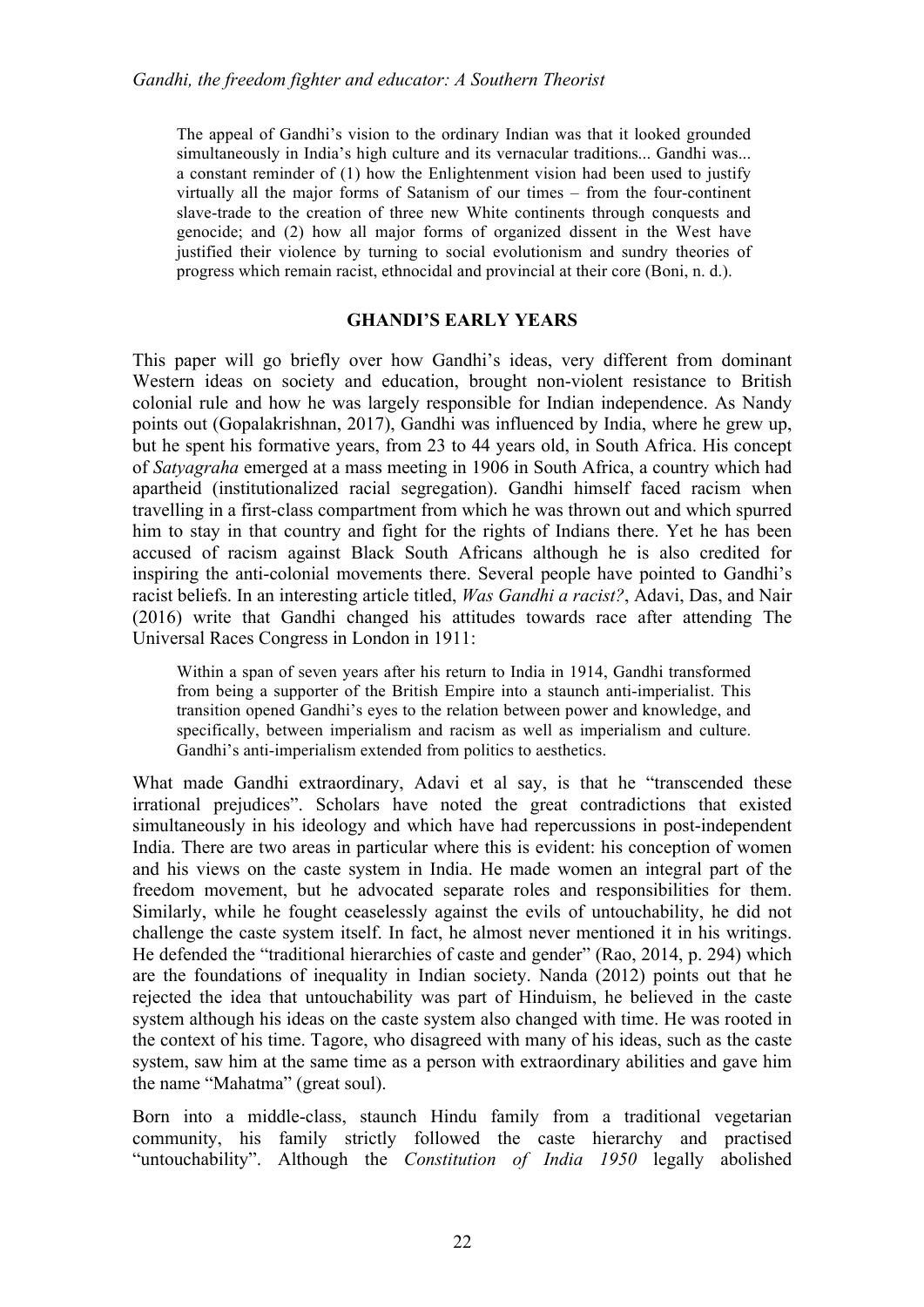> The appeal of Gandhi's vision to the ordinary Indian was that it looked grounded simultaneously in India's high culture and its vernacular traditions... Gandhi was... a constant reminder of (1) how the Enlightenment vision had been used to justify virtually all the major forms of Satanism of our times – from the four-continent slave-trade to the creation of three new White continents through conquests and genocide; and (2) how all major forms of organized dissent in the West have justified their violence by turning to social evolutionism and sundry theories of progress which remain racist, ethnocidal and provincial at their core (Boni, n. d.).

## GHANDI'S EARLY YEARS

This paper will go briefly over how Gandhi's ideas, very different from dominant Western ideas on society and education, brought non-violent resistance to British colonial rule and how he was largely responsible for Indian independence. As Nandy points out (Gopalakrishnan, 2017), Gandhi was influenced by India, where he grew up, but he spent his formative years, from 23 to 44 years old, in South Africa. His concept of *Satyagraha* emerged at a mass meeting in 1906 in South Africa, a country which had apartheid (institutionalized racial segregation). Gandhi himself faced racism when travelling in a first-class compartment from which he was thrown out and which spurred him to stay in that country and fight for the rights of Indians there. Yet he has been accused of racism against Black South Africans although he is also credited for inspiring the anti-colonial movements there. Several people have pointed to Gandhi's racist beliefs. In an interesting article titled, *Was Gandhi a racist?*, Adavi, Das, and Nair (2016) write that Gandhi changed his attitudes towards race after attending The Universal Races Congress in London in 1911:

> Within a span of seven years after his return to India in 1914, Gandhi transformed from being a supporter of the British Empire into a staunch anti-imperialist. This transition opened Gandhi's eyes to the relation between power and knowledge, and specifically, between imperialism and racism as well as imperialism and culture. Gandhi's anti-imperialism extended from politics to aesthetics.

What made Gandhi extraordinary, Adavi et al say, is that he "transcended these irrational prejudices". Scholars have noted the great contradictions that existed simultaneously in his ideology and which have had repercussions in post-independent India. There are two areas in particular where this is evident: his conception of women and his views on the caste system in India. He made women an integral part of the freedom movement, but he advocated separate roles and responsibilities for them. Similarly, while he fought ceaselessly against the evils of untouchability, he did not challenge the caste system itself. In fact, he almost never mentioned it in his writings. He defended the "traditional hierarchies of caste and gender" (Rao, 2014, p. 294) which are the foundations of inequality in Indian society. Nanda (2012) points out that he rejected the idea that untouchability was part of Hinduism, he believed in the caste system although his ideas on the caste system also changed with time. He was rooted in the context of his time. Tagore, who disagreed with many of his ideas, such as the caste system, saw him at the same time as a person with extraordinary abilities and gave him the name "Mahatma" (great soul).

Born into a middle-class, staunch Hindu family from a traditional vegetarian community, his family strictly followed the caste hierarchy and practised "untouchability". Although the *Constitution of India 1950* legally abolished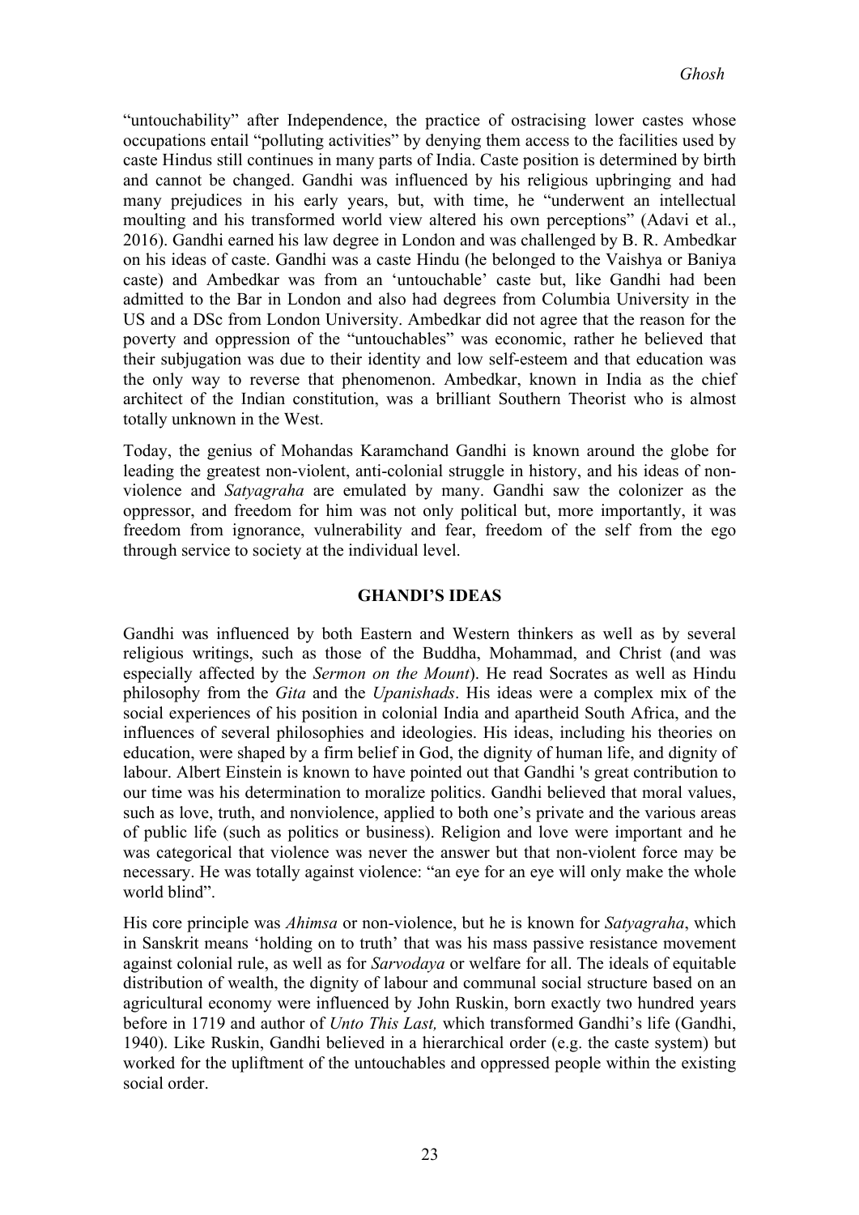"untouchability" after Independence, the practice of ostracising lower castes whose occupations entail "polluting activities" by denying them access to the facilities used by caste Hindus still continues in many parts of India. Caste position is determined by birth and cannot be changed. Gandhi was influenced by his religious upbringing and had many prejudices in his early years, but, with time, he "underwent an intellectual moulting and his transformed world view altered his own perceptions" (Adavi et al., 2016). Gandhi earned his law degree in London and was challenged by B. R. Ambedkar on his ideas of caste. Gandhi was a caste Hindu (he belonged to the Vaishya or Baniya caste) and Ambedkar was from an 'untouchable' caste but, like Gandhi had been admitted to the Bar in London and also had degrees from Columbia University in the US and a DSc from London University. Ambedkar did not agree that the reason for the poverty and oppression of the "untouchables" was economic, rather he believed that their subjugation was due to their identity and low self-esteem and that education was the only way to reverse that phenomenon. Ambedkar, known in India as the chief architect of the Indian constitution, was a brilliant Southern Theorist who is almost totally unknown in the West.

Today, the genius of Mohandas Karamchand Gandhi is known around the globe for leading the greatest non-violent, anti-colonial struggle in history, and his ideas of non-violence and *Satyagraha* are emulated by many. Gandhi saw the colonizer as the oppressor, and freedom for him was not only political but, more importantly, it was freedom from ignorance, vulnerability and fear, freedom of the self from the ego through service to society at the individual level.

## GHANDI'S IDEAS

Gandhi was influenced by both Eastern and Western thinkers as well as by several religious writings, such as those of the Buddha, Mohammad, and Christ (and was especially affected by the *Sermon on the Mount*). He read Socrates as well as Hindu philosophy from the *Gita* and the *Upanishads*. His ideas were a complex mix of the social experiences of his position in colonial India and apartheid South Africa, and the influences of several philosophies and ideologies. His ideas, including his theories on education, were shaped by a firm belief in God, the dignity of human life, and dignity of labour. Albert Einstein is known to have pointed out that Gandhi 's great contribution to our time was his determination to moralize politics. Gandhi believed that moral values, such as love, truth, and nonviolence, applied to both one's private and the various areas of public life (such as politics or business). Religion and love were important and he was categorical that violence was never the answer but that non-violent force may be necessary. He was totally against violence: "an eye for an eye will only make the whole world blind".

His core principle was *Ahimsa* or non-violence, but he is known for *Satyagraha*, which in Sanskrit means 'holding on to truth' that was his mass passive resistance movement against colonial rule, as well as for *Sarvodaya* or welfare for all. The ideals of equitable distribution of wealth, the dignity of labour and communal social structure based on an agricultural economy were influenced by John Ruskin, born exactly two hundred years before in 1719 and author of *Unto This Last,* which transformed Gandhi's life (Gandhi, 1940). Like Ruskin, Gandhi believed in a hierarchical order (e.g. the caste system) but worked for the upliftment of the untouchables and oppressed people within the existing social order.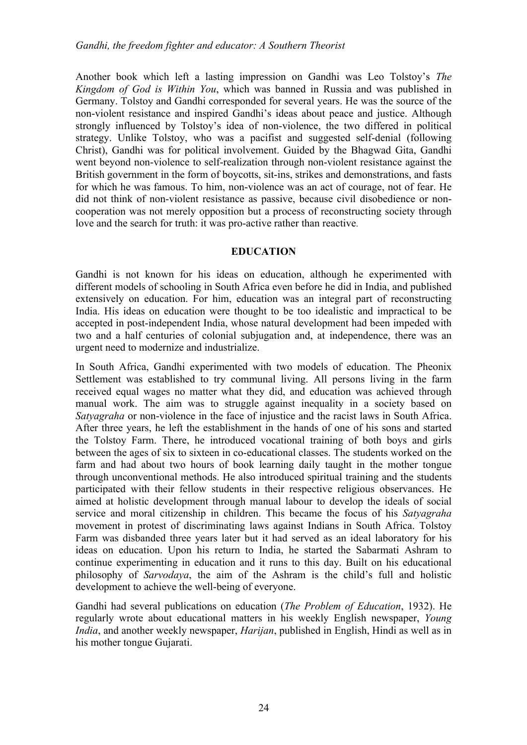Another book which left a lasting impression on Gandhi was Leo Tolstoy's *The Kingdom of God is Within You*, which was banned in Russia and was published in Germany. Tolstoy and Gandhi corresponded for several years. He was the source of the non-violent resistance and inspired Gandhi's ideas about peace and justice. Although strongly influenced by Tolstoy's idea of non-violence, the two differed in political strategy. Unlike Tolstoy, who was a pacifist and suggested self-denial (following Christ), Gandhi was for political involvement. Guided by the Bhagwad Gita, Gandhi went beyond non-violence to self-realization through non-violent resistance against the British government in the form of boycotts, sit-ins, strikes and demonstrations, and fasts for which he was famous. To him, non-violence was an act of courage, not of fear. He did not think of non-violent resistance as passive, because civil disobedience or non-cooperation was not merely opposition but a process of reconstructing society through love and the search for truth: it was pro-active rather than reactive.

## EDUCATION

Gandhi is not known for his ideas on education, although he experimented with different models of schooling in South Africa even before he did in India, and published extensively on education. For him, education was an integral part of reconstructing India. His ideas on education were thought to be too idealistic and impractical to be accepted in post-independent India, whose natural development had been impeded with two and a half centuries of colonial subjugation and, at independence, there was an urgent need to modernize and industrialize.

In South Africa, Gandhi experimented with two models of education. The Pheonix Settlement was established to try communal living. All persons living in the farm received equal wages no matter what they did, and education was achieved through manual work. The aim was to struggle against inequality in a society based on *Satyagraha* or non-violence in the face of injustice and the racist laws in South Africa. After three years, he left the establishment in the hands of one of his sons and started the Tolstoy Farm. There, he introduced vocational training of both boys and girls between the ages of six to sixteen in co-educational classes. The students worked on the farm and had about two hours of book learning daily taught in the mother tongue through unconventional methods. He also introduced spiritual training and the students participated with their fellow students in their respective religious observances. He aimed at holistic development through manual labour to develop the ideals of social service and moral citizenship in children. This became the focus of his *Satyagraha* movement in protest of discriminating laws against Indians in South Africa. Tolstoy Farm was disbanded three years later but it had served as an ideal laboratory for his ideas on education. Upon his return to India, he started the Sabarmati Ashram to continue experimenting in education and it runs to this day. Built on his educational philosophy of *Sarvodaya*, the aim of the Ashram is the child's full and holistic development to achieve the well-being of everyone.

Gandhi had several publications on education (*The Problem of Education*, 1932). He regularly wrote about educational matters in his weekly English newspaper, *Young India*, and another weekly newspaper, *Harijan*, published in English, Hindi as well as in his mother tongue Gujarati.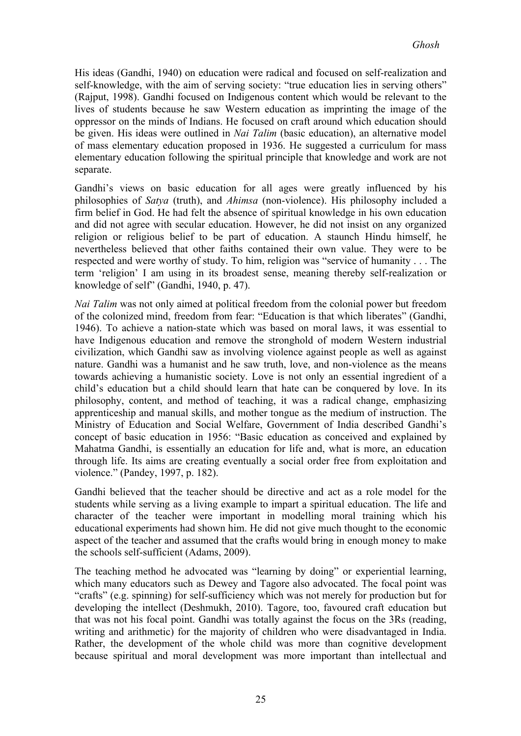His ideas (Gandhi, 1940) on education were radical and focused on self-realization and self-knowledge, with the aim of serving society: "true education lies in serving others" (Rajput, 1998). Gandhi focused on Indigenous content which would be relevant to the lives of students because he saw Western education as imprinting the image of the oppressor on the minds of Indians. He focused on craft around which education should be given. His ideas were outlined in *Nai Talim* (basic education), an alternative model of mass elementary education proposed in 1936. He suggested a curriculum for mass elementary education following the spiritual principle that knowledge and work are not separate.

Gandhi's views on basic education for all ages were greatly influenced by his philosophies of *Satya* (truth), and *Ahimsa* (non-violence). His philosophy included a firm belief in God. He had felt the absence of spiritual knowledge in his own education and did not agree with secular education. However, he did not insist on any organized religion or religious belief to be part of education. A staunch Hindu himself, he nevertheless believed that other faiths contained their own value. They were to be respected and were worthy of study. To him, religion was "service of humanity . . . The term 'religion' I am using in its broadest sense, meaning thereby self-realization or knowledge of self" (Gandhi, 1940, p. 47).

*Nai Talim* was not only aimed at political freedom from the colonial power but freedom of the colonized mind, freedom from fear: "Education is that which liberates" (Gandhi, 1946). To achieve a nation-state which was based on moral laws, it was essential to have Indigenous education and remove the stronghold of modern Western industrial civilization, which Gandhi saw as involving violence against people as well as against nature. Gandhi was a humanist and he saw truth, love, and non-violence as the means towards achieving a humanistic society. Love is not only an essential ingredient of a child's education but a child should learn that hate can be conquered by love. In its philosophy, content, and method of teaching, it was a radical change, emphasizing apprenticeship and manual skills, and mother tongue as the medium of instruction. The Ministry of Education and Social Welfare, Government of India described Gandhi's concept of basic education in 1956: "Basic education as conceived and explained by Mahatma Gandhi, is essentially an education for life and, what is more, an education through life. Its aims are creating eventually a social order free from exploitation and violence." (Pandey, 1997, p. 182).

Gandhi believed that the teacher should be directive and act as a role model for the students while serving as a living example to impart a spiritual education. The life and character of the teacher were important in modelling moral training which his educational experiments had shown him. He did not give much thought to the economic aspect of the teacher and assumed that the crafts would bring in enough money to make the schools self-sufficient (Adams, 2009).

The teaching method he advocated was "learning by doing" or experiential learning, which many educators such as Dewey and Tagore also advocated. The focal point was "crafts" (e.g. spinning) for self-sufficiency which was not merely for production but for developing the intellect (Deshmukh, 2010). Tagore, too, favoured craft education but that was not his focal point. Gandhi was totally against the focus on the 3Rs (reading, writing and arithmetic) for the majority of children who were disadvantaged in India. Rather, the development of the whole child was more than cognitive development because spiritual and moral development was more important than intellectual and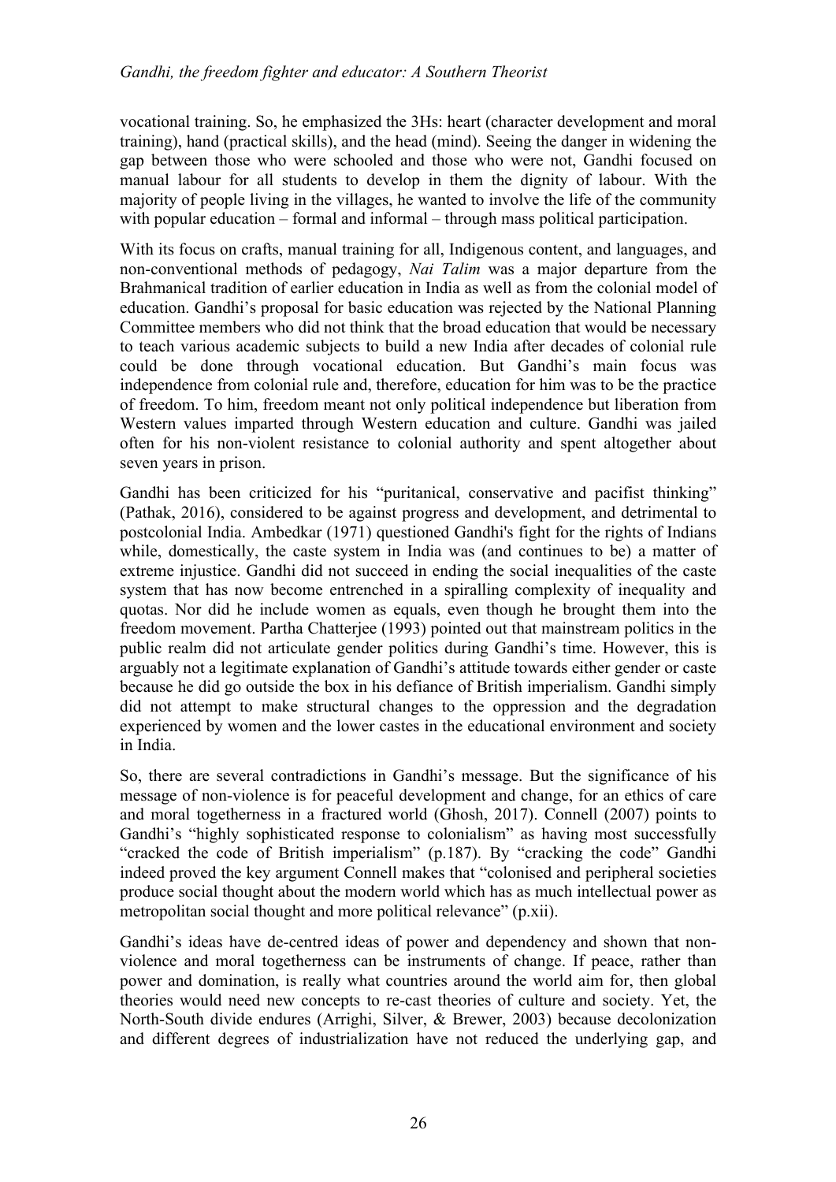vocational training. So, he emphasized the 3Hs: heart (character development and moral training), hand (practical skills), and the head (mind). Seeing the danger in widening the gap between those who were schooled and those who were not, Gandhi focused on manual labour for all students to develop in them the dignity of labour. With the majority of people living in the villages, he wanted to involve the life of the community with popular education – formal and informal – through mass political participation.

With its focus on crafts, manual training for all, Indigenous content, and languages, and non-conventional methods of pedagogy, *Nai Talim* was a major departure from the Brahmanical tradition of earlier education in India as well as from the colonial model of education. Gandhi's proposal for basic education was rejected by the National Planning Committee members who did not think that the broad education that would be necessary to teach various academic subjects to build a new India after decades of colonial rule could be done through vocational education. But Gandhi's main focus was independence from colonial rule and, therefore, education for him was to be the practice of freedom. To him, freedom meant not only political independence but liberation from Western values imparted through Western education and culture. Gandhi was jailed often for his non-violent resistance to colonial authority and spent altogether about seven years in prison.

Gandhi has been criticized for his "puritanical, conservative and pacifist thinking" (Pathak, 2016), considered to be against progress and development, and detrimental to postcolonial India. Ambedkar (1971) questioned Gandhi's fight for the rights of Indians while, domestically, the caste system in India was (and continues to be) a matter of extreme injustice. Gandhi did not succeed in ending the social inequalities of the caste system that has now become entrenched in a spiralling complexity of inequality and quotas. Nor did he include women as equals, even though he brought them into the freedom movement. Partha Chatterjee (1993) pointed out that mainstream politics in the public realm did not articulate gender politics during Gandhi's time. However, this is arguably not a legitimate explanation of Gandhi's attitude towards either gender or caste because he did go outside the box in his defiance of British imperialism. Gandhi simply did not attempt to make structural changes to the oppression and the degradation experienced by women and the lower castes in the educational environment and society in India.

So, there are several contradictions in Gandhi's message. But the significance of his message of non-violence is for peaceful development and change, for an ethics of care and moral togetherness in a fractured world (Ghosh, 2017). Connell (2007) points to Gandhi's "highly sophisticated response to colonialism" as having most successfully "cracked the code of British imperialism" (p.187). By "cracking the code" Gandhi indeed proved the key argument Connell makes that "colonised and peripheral societies produce social thought about the modern world which has as much intellectual power as metropolitan social thought and more political relevance" (p.xii).

Gandhi's ideas have de-centred ideas of power and dependency and shown that non-violence and moral togetherness can be instruments of change. If peace, rather than power and domination, is really what countries around the world aim for, then global theories would need new concepts to re-cast theories of culture and society. Yet, the North-South divide endures (Arrighi, Silver, & Brewer, 2003) because decolonization and different degrees of industrialization have not reduced the underlying gap, and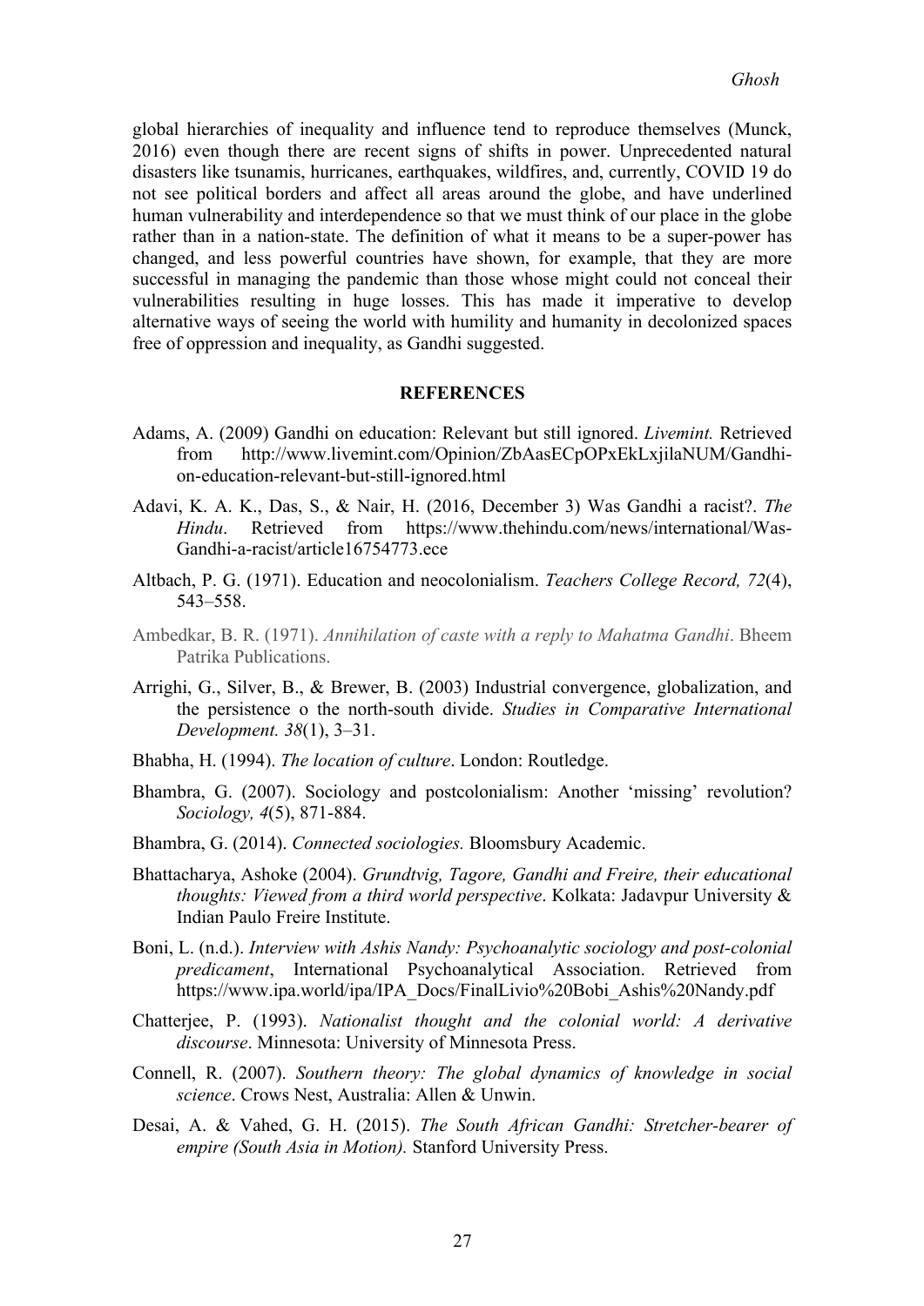global hierarchies of inequality and influence tend to reproduce themselves (Munck, 2016) even though there are recent signs of shifts in power. Unprecedented natural disasters like tsunamis, hurricanes, earthquakes, wildfires, and, currently, COVID 19 do not see political borders and affect all areas around the globe, and have underlined human vulnerability and interdependence so that we must think of our place in the globe rather than in a nation-state. The definition of what it means to be a super-power has changed, and less powerful countries have shown, for example, that they are more successful in managing the pandemic than those whose might could not conceal their vulnerabilities resulting in huge losses. This has made it imperative to develop alternative ways of seeing the world with humility and humanity in decolonized spaces free of oppression and inequality, as Gandhi suggested.

## REFERENCES

Adams, A. (2009) Gandhi on education: Relevant but still ignored. *Livemint.* Retrieved from http://www.livemint.com/Opinion/ZbAasECpOPxEkLxjilaNUM/Gandhi-on-education-relevant-but-still-ignored.html

Adavi, K. A. K., Das, S., & Nair, H. (2016, December 3) Was Gandhi a racist?. *The Hindu*. Retrieved from https://www.thehindu.com/news/international/Was-Gandhi-a-racist/article16754773.ece

Altbach, P. G. (1971). Education and neocolonialism. *Teachers College Record, 72*(4), 543–558.

Ambedkar, B. R. (1971). *Annihilation of caste with a reply to Mahatma Gandhi*. Bheem Patrika Publications.

Arrighi, G., Silver, B., & Brewer, B. (2003) Industrial convergence, globalization, and the persistence o the north-south divide. *Studies in Comparative International Development. 38*(1), 3–31.

Bhabha, H. (1994). *The location of culture*. London: Routledge.

Bhambra, G. (2007). Sociology and postcolonialism: Another 'missing' revolution? *Sociology, 4*(5), 871-884.

Bhambra, G. (2014). *Connected sociologies.* Bloomsbury Academic.

Bhattacharya, Ashoke (2004). *Grundtvig, Tagore, Gandhi and Freire, their educational thoughts: Viewed from a third world perspective*. Kolkata: Jadavpur University & Indian Paulo Freire Institute.

Boni, L. (n.d.). *Interview with Ashis Nandy: Psychoanalytic sociology and post-colonial predicament*, International Psychoanalytical Association. Retrieved from https://www.ipa.world/ipa/IPA_Docs/FinalLivio%20Bobi_Ashis%20Nandy.pdf

Chatterjee, P. (1993). *Nationalist thought and the colonial world: A derivative discourse*. Minnesota: University of Minnesota Press.

Connell, R. (2007). *Southern theory: The global dynamics of knowledge in social science*. Crows Nest, Australia: Allen & Unwin.

Desai, A. & Vahed, G. H. (2015). *The South African Gandhi: Stretcher-bearer of empire (South Asia in Motion).* Stanford University Press.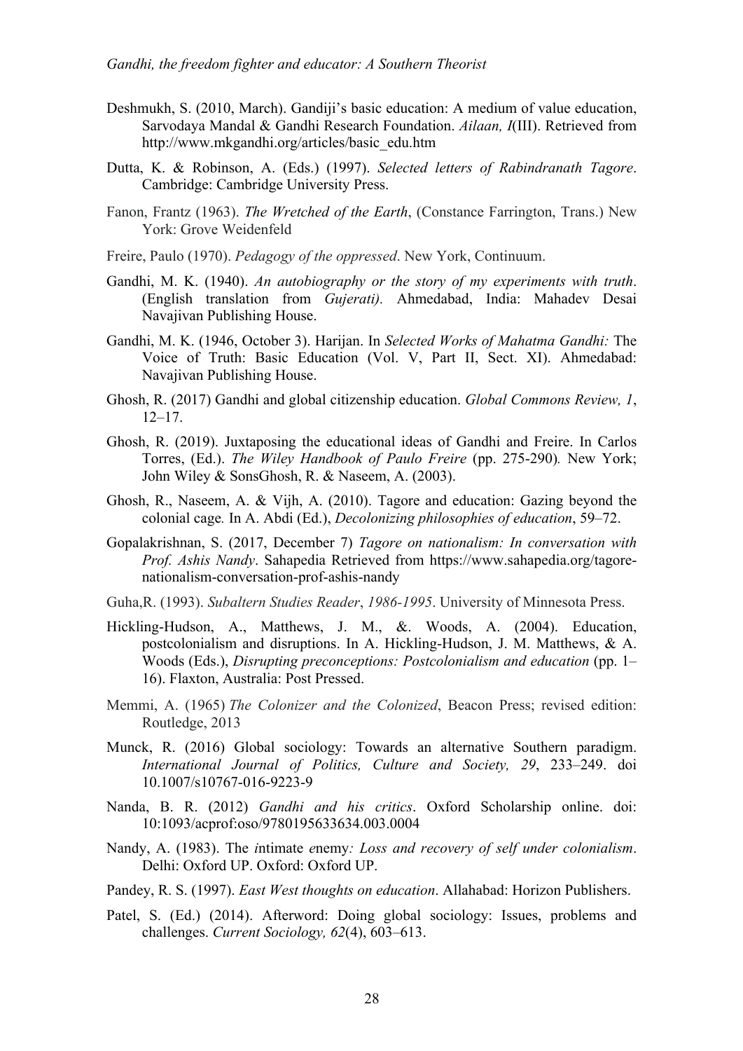Deshmukh, S. (2010, March). Gandiji's basic education: A medium of value education, Sarvodaya Mandal & Gandhi Research Foundation. *Ailaan, I*(III). Retrieved from http://www.mkgandhi.org/articles/basic_edu.htm

Dutta, K. & Robinson, A. (Eds.) (1997). *Selected letters of Rabindranath Tagore*. Cambridge: Cambridge University Press.

Fanon, Frantz (1963). *The Wretched of the Earth*, (Constance Farrington, Trans.) New York: Grove Weidenfeld

Freire, Paulo (1970). *Pedagogy of the oppressed*. New York, Continuum.

Gandhi, M. K. (1940). *An autobiography or the story of my experiments with truth*. (English translation from *Gujerati).* Ahmedabad, India: Mahadev Desai Navajivan Publishing House.

Gandhi, M. K. (1946, October 3). Harijan. In *Selected Works of Mahatma Gandhi:* The Voice of Truth: Basic Education (Vol. V, Part II, Sect. XI). Ahmedabad: Navajivan Publishing House.

Ghosh, R. (2017) Gandhi and global citizenship education. *Global Commons Review, 1*, 12–17.

Ghosh, R. (2019). Juxtaposing the educational ideas of Gandhi and Freire. In Carlos Torres, (Ed.). *The Wiley Handbook of Paulo Freire* (pp. 275-290)*.* New York; John Wiley & SonsGhosh, R. & Naseem, A. (2003).

Ghosh, R., Naseem, A. & Vijh, A. (2010). Tagore and education: Gazing beyond the colonial cage*.* In A. Abdi (Ed.), *Decolonizing philosophies of education*, 59–72.

Gopalakrishnan, S. (2017, December 7) *Tagore on nationalism: In conversation with Prof. Ashis Nandy*. Sahapedia Retrieved from https://www.sahapedia.org/tagore-nationalism-conversation-prof-ashis-nandy

Guha,R. (1993). *Subaltern Studies Reader*, *1986-1995*. University of Minnesota Press.

Hickling-Hudson, A., Matthews, J. M., &. Woods, A. (2004). Education, postcolonialism and disruptions. In A. Hickling-Hudson, J. M. Matthews, & A. Woods (Eds.), *Disrupting preconceptions: Postcolonialism and education* (pp. 1–16). Flaxton, Australia: Post Pressed.

Memmi, A. (1965) *The Colonizer and the Colonized*, Beacon Press; revised edition: Routledge, 2013

Munck, R. (2016) Global sociology: Towards an alternative Southern paradigm. *International Journal of Politics, Culture and Society, 29*, 233–249. doi 10.1007/s10767-016-9223-9

Nanda, B. R. (2012) *Gandhi and his critics*. Oxford Scholarship online. doi: 10:1093/acprof:oso/9780195633634.003.0004

Nandy, A. (1983). The *i*ntimate *e*nemy*: Loss and recovery of self under colonialism*. Delhi: Oxford UP. Oxford: Oxford UP.

Pandey, R. S. (1997). *East West thoughts on education*. Allahabad: Horizon Publishers.

Patel, S. (Ed.) (2014). Afterword: Doing global sociology: Issues, problems and challenges. *Current Sociology, 62*(4), 603–613.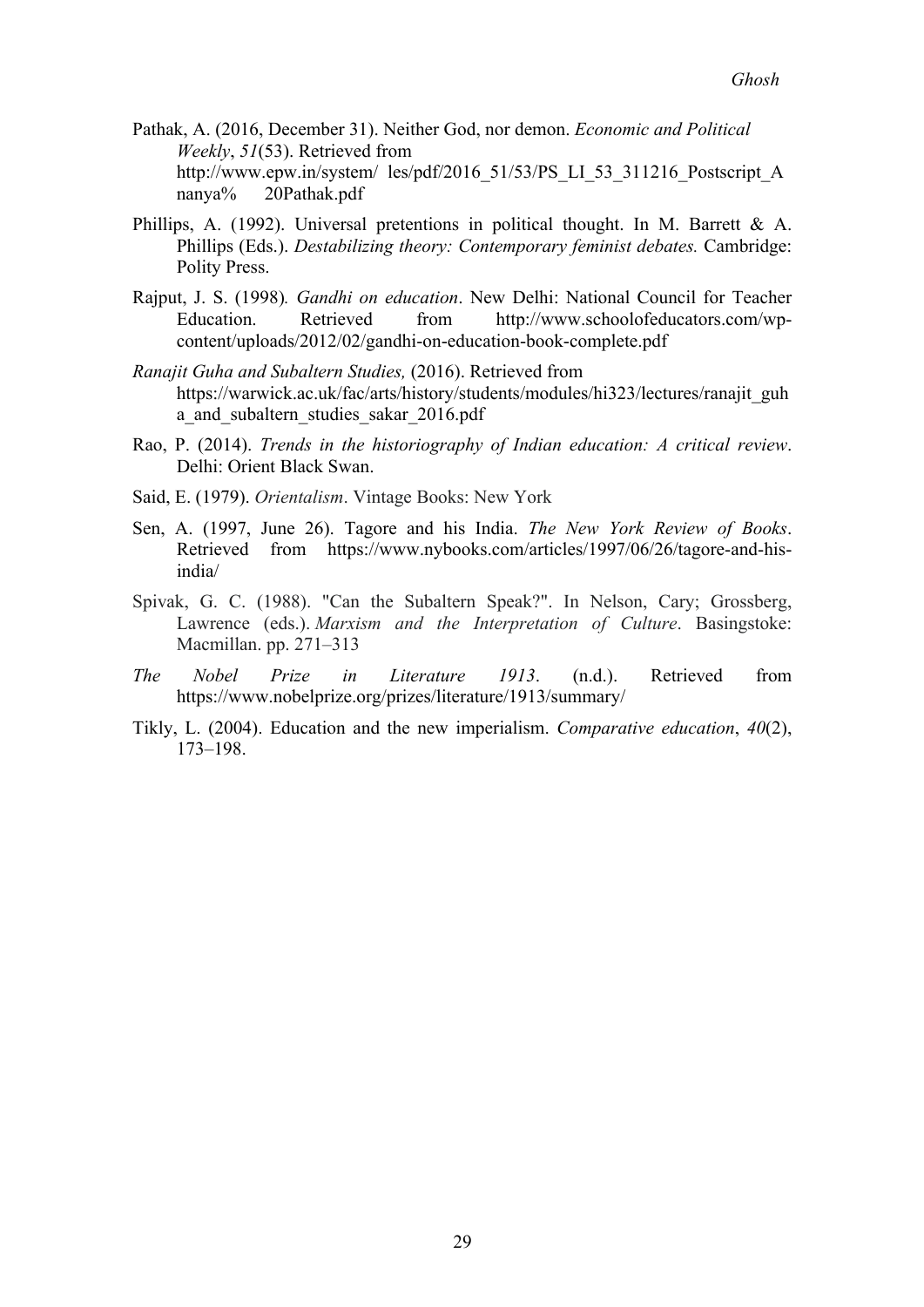Pathak, A. (2016, December 31). Neither God, nor demon. *Economic and Political Weekly*, *51*(53). Retrieved from http://www.epw.in/system/ les/pdf/2016_51/53/PS_LI_53_311216_Postscript_Ananya% 20Pathak.pdf

Phillips, A. (1992). Universal pretentions in political thought. In M. Barrett & A. Phillips (Eds.). *Destabilizing theory: Contemporary feminist debates.* Cambridge: Polity Press.

Rajput, J. S. (1998)*. Gandhi on education*. New Delhi: National Council for Teacher Education. Retrieved from http://www.schoolofeducators.com/wp-content/uploads/2012/02/gandhi-on-education-book-complete.pdf

*Ranajit Guha and Subaltern Studies,* (2016). Retrieved from https://warwick.ac.uk/fac/arts/history/students/modules/hi323/lectures/ranajit_guha_and_subaltern_studies_sakar_2016.pdf

Rao, P. (2014). *Trends in the historiography of Indian education: A critical review*. Delhi: Orient Black Swan.

Said, E. (1979). *Orientalism*. Vintage Books: New York

Sen, A. (1997, June 26). Tagore and his India. *The New York Review of Books*. Retrieved from https://www.nybooks.com/articles/1997/06/26/tagore-and-his-india/

Spivak, G. C. (1988). "Can the Subaltern Speak?". In Nelson, Cary; Grossberg, Lawrence (eds.). *Marxism and the Interpretation of Culture*. Basingstoke: Macmillan. pp. 271–313

*The Nobel Prize in Literature 1913*. (n.d.). Retrieved from https://www.nobelprize.org/prizes/literature/1913/summary/

Tikly, L. (2004). Education and the new imperialism. *Comparative education*, *40*(2), 173–198.